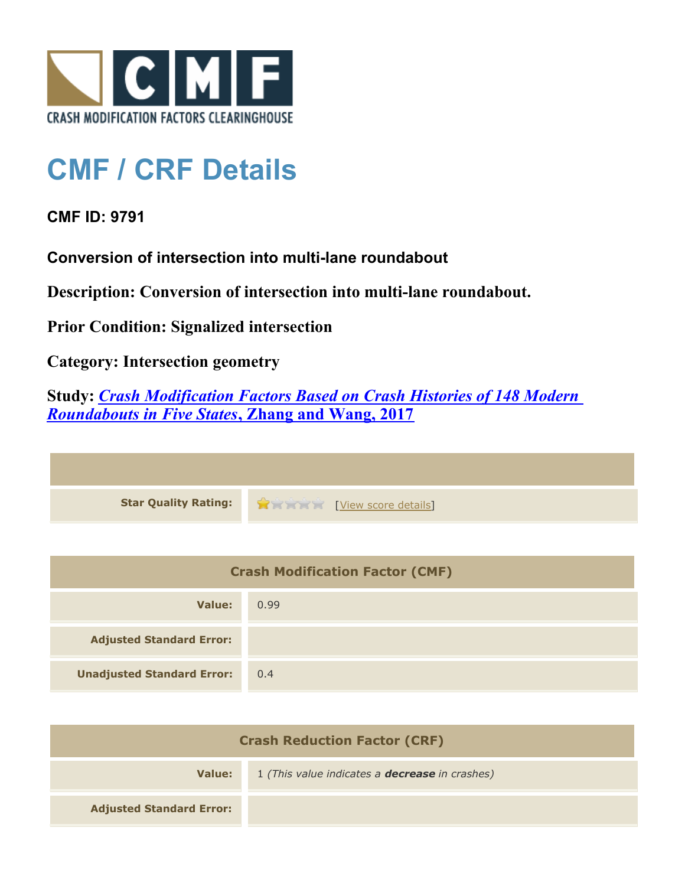# CMF / CRF Details

**CMF ID: 9791**

**Conversion of intersection into multi-lane roundabout**

**Description: Conversion of intersection into multi-lane roundabout.**

**Prior Condition: Signalized intersection**

**Category: Intersection geometry**

**Study: *Crash Modification Factors Based on Crash Histories of 148 Modern Roundabouts in Five States*, Zhang and Wang, 2017**

| | |
|---|---|
| **Star Quality Rating:** | [View score details] |

| Crash Modification Factor (CMF) | |
|---|---|
| **Value:** | 0.99 |
| **Adjusted Standard Error:** | |
| **Unadjusted Standard Error:** | 0.4 |

| Crash Reduction Factor (CRF) | |
|---|---|
| **Value:** | 1 *(This value indicates a **decrease** in crashes)* |
| **Adjusted Standard Error:** | |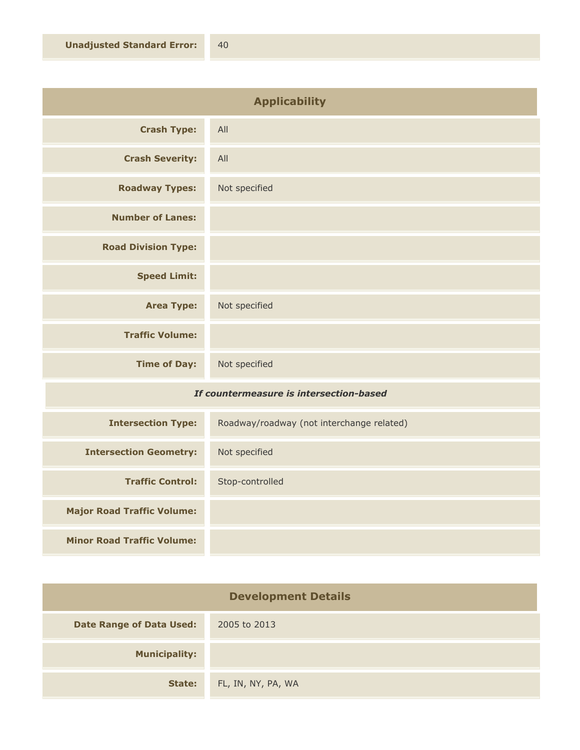| | |
|---|---|
| **Unadjusted Standard Error:** | 40 |

## Applicability

| | |
|---|---|
| **Crash Type:** | All |
| **Crash Severity:** | All |
| **Roadway Types:** | Not specified |
| **Number of Lanes:** | |
| **Road Division Type:** | |
| **Speed Limit:** | |
| **Area Type:** | Not specified |
| **Traffic Volume:** | |
| **Time of Day:** | Not specified |

***If countermeasure is intersection-based***

| | |
|---|---|
| **Intersection Type:** | Roadway/roadway (not interchange related) |
| **Intersection Geometry:** | Not specified |
| **Traffic Control:** | Stop-controlled |
| **Major Road Traffic Volume:** | |
| **Minor Road Traffic Volume:** | |

## Development Details

| | |
|---|---|
| **Date Range of Data Used:** | 2005 to 2013 |
| **Municipality:** | |
| **State:** | FL, IN, NY, PA, WA |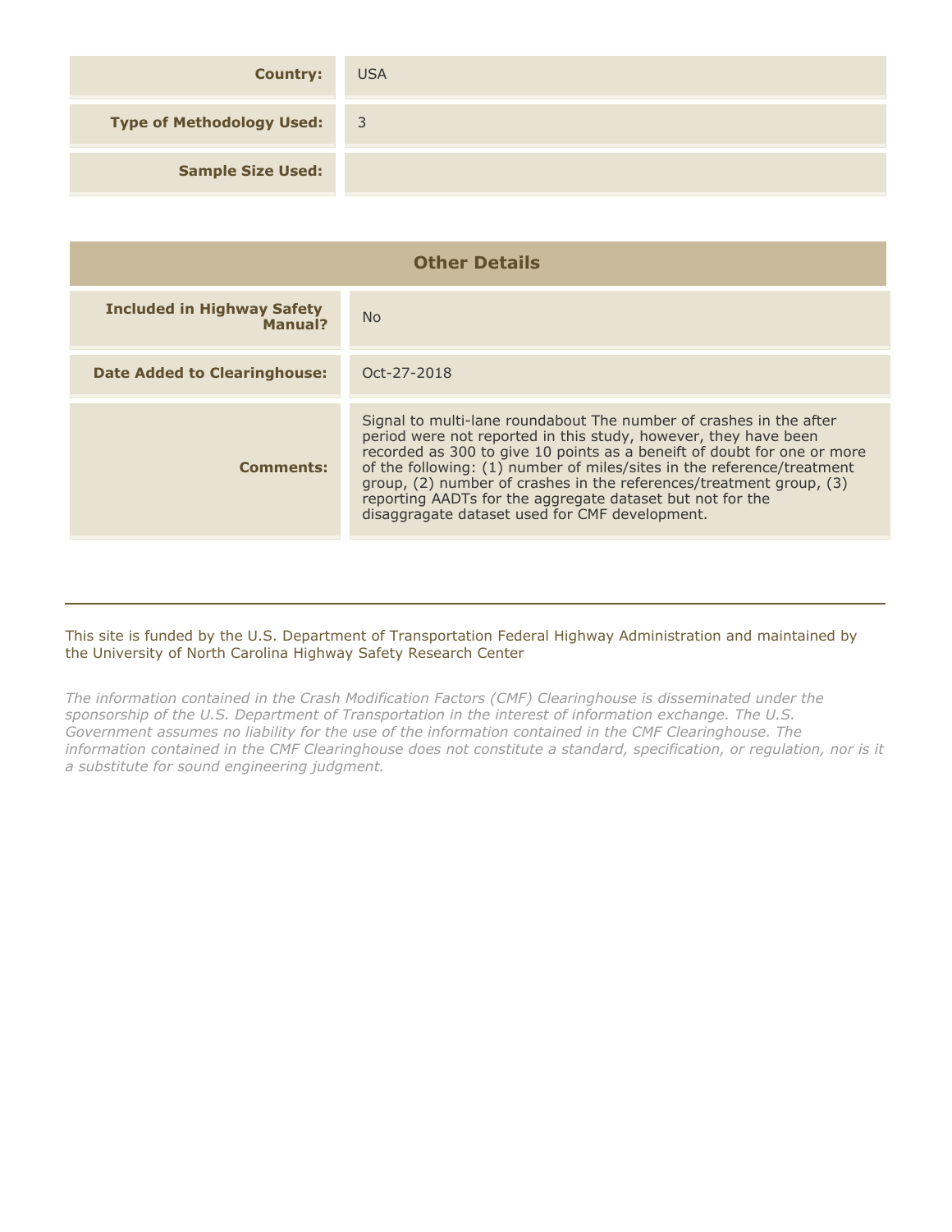| | |
|---|---|
| **Country:** | USA |
| **Type of Methodology Used:** | 3 |
| **Sample Size Used:** | |

## Other Details

| | |
|---|---|
| **Included in Highway Safety Manual?** | No |
| **Date Added to Clearinghouse:** | Oct-27-2018 |
| **Comments:** | Signal to multi-lane roundabout The number of crashes in the after period were not reported in this study, however, they have been recorded as 300 to give 10 points as a beneift of doubt for one or more of the following: (1) number of miles/sites in the reference/treatment group, (2) number of crashes in the references/treatment group, (3) reporting AADTs for the aggregate dataset but not for the disaggragate dataset used for CMF development. |

---

This site is funded by the U.S. Department of Transportation Federal Highway Administration and maintained by the University of North Carolina Highway Safety Research Center

*The information contained in the Crash Modification Factors (CMF) Clearinghouse is disseminated under the sponsorship of the U.S. Department of Transportation in the interest of information exchange. The U.S. Government assumes no liability for the use of the information contained in the CMF Clearinghouse. The information contained in the CMF Clearinghouse does not constitute a standard, specification, or regulation, nor is it a substitute for sound engineering judgment.*